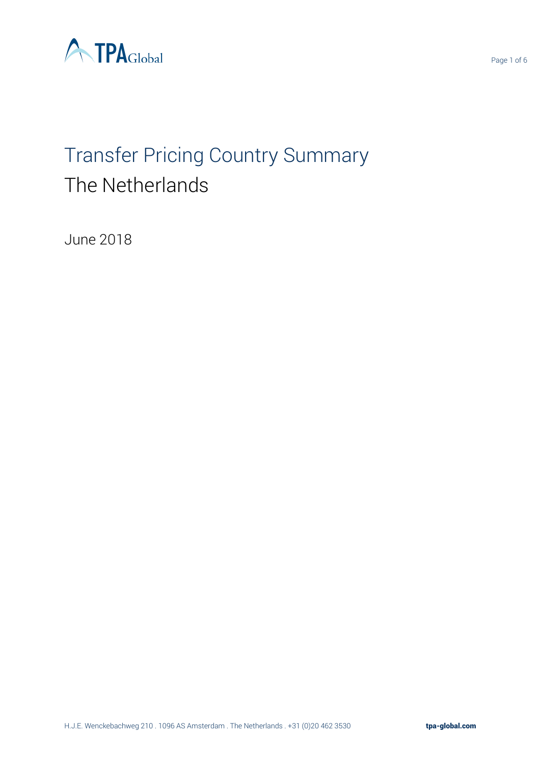# Transfer Pricing Country Summary

## The Netherlands

June 2018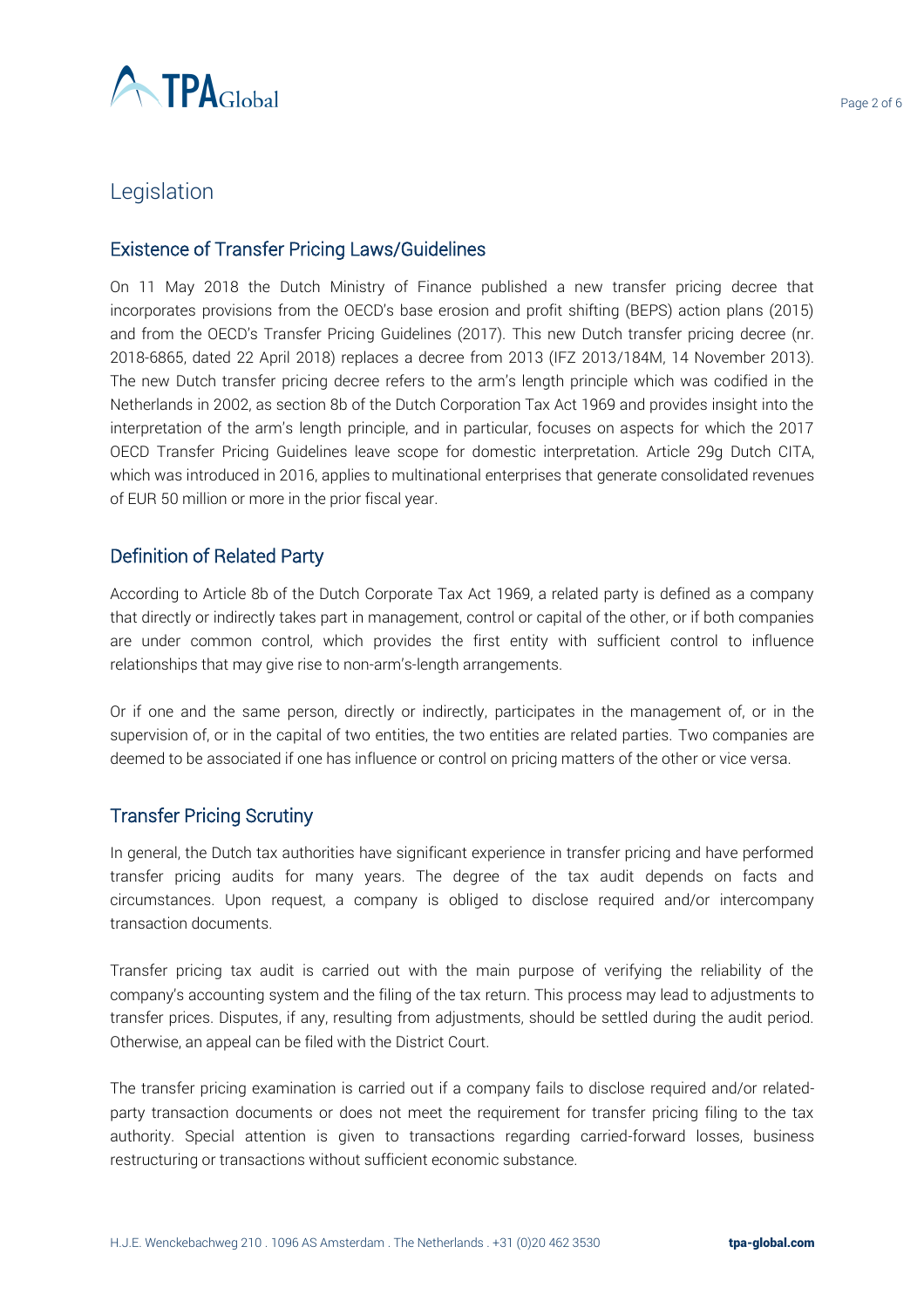# Legislation

## Existence of Transfer Pricing Laws/Guidelines

On 11 May 2018 the Dutch Ministry of Finance published a new transfer pricing decree that incorporates provisions from the OECD's base erosion and profit shifting (BEPS) action plans (2015) and from the OECD's Transfer Pricing Guidelines (2017). This new Dutch transfer pricing decree (nr. 2018-6865, dated 22 April 2018) replaces a decree from 2013 (IFZ 2013/184M, 14 November 2013). The new Dutch transfer pricing decree refers to the arm's length principle which was codified in the Netherlands in 2002, as section 8b of the Dutch Corporation Tax Act 1969 and provides insight into the interpretation of the arm's length principle, and in particular, focuses on aspects for which the 2017 OECD Transfer Pricing Guidelines leave scope for domestic interpretation. Article 29g Dutch CITA, which was introduced in 2016, applies to multinational enterprises that generate consolidated revenues of EUR 50 million or more in the prior fiscal year.

## Definition of Related Party

According to Article 8b of the Dutch Corporate Tax Act 1969, a related party is defined as a company that directly or indirectly takes part in management, control or capital of the other, or if both companies are under common control, which provides the first entity with sufficient control to influence relationships that may give rise to non-arm's-length arrangements.

Or if one and the same person, directly or indirectly, participates in the management of, or in the supervision of, or in the capital of two entities, the two entities are related parties. Two companies are deemed to be associated if one has influence or control on pricing matters of the other or vice versa.

## Transfer Pricing Scrutiny

In general, the Dutch tax authorities have significant experience in transfer pricing and have performed transfer pricing audits for many years. The degree of the tax audit depends on facts and circumstances. Upon request, a company is obliged to disclose required and/or intercompany transaction documents.

Transfer pricing tax audit is carried out with the main purpose of verifying the reliability of the company's accounting system and the filing of the tax return. This process may lead to adjustments to transfer prices. Disputes, if any, resulting from adjustments, should be settled during the audit period. Otherwise, an appeal can be filed with the District Court.

The transfer pricing examination is carried out if a company fails to disclose required and/or related-party transaction documents or does not meet the requirement for transfer pricing filing to the tax authority. Special attention is given to transactions regarding carried-forward losses, business restructuring or transactions without sufficient economic substance.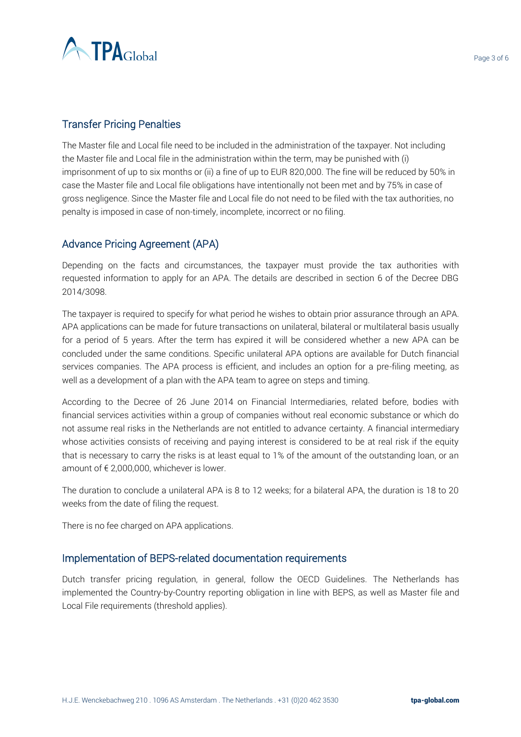## Transfer Pricing Penalties

The Master file and Local file need to be included in the administration of the taxpayer. Not including the Master file and Local file in the administration within the term, may be punished with (i) imprisonment of up to six months or (ii) a fine of up to EUR 820,000. The fine will be reduced by 50% in case the Master file and Local file obligations have intentionally not been met and by 75% in case of gross negligence. Since the Master file and Local file do not need to be filed with the tax authorities, no penalty is imposed in case of non-timely, incomplete, incorrect or no filing.

## Advance Pricing Agreement (APA)

Depending on the facts and circumstances, the taxpayer must provide the tax authorities with requested information to apply for an APA. The details are described in section 6 of the Decree DBG 2014/3098.

The taxpayer is required to specify for what period he wishes to obtain prior assurance through an APA. APA applications can be made for future transactions on unilateral, bilateral or multilateral basis usually for a period of 5 years. After the term has expired it will be considered whether a new APA can be concluded under the same conditions. Specific unilateral APA options are available for Dutch financial services companies. The APA process is efficient, and includes an option for a pre-filing meeting, as well as a development of a plan with the APA team to agree on steps and timing.

According to the Decree of 26 June 2014 on Financial Intermediaries, related before, bodies with financial services activities within a group of companies without real economic substance or which do not assume real risks in the Netherlands are not entitled to advance certainty. A financial intermediary whose activities consists of receiving and paying interest is considered to be at real risk if the equity that is necessary to carry the risks is at least equal to 1% of the amount of the outstanding loan, or an amount of € 2,000,000, whichever is lower.

The duration to conclude a unilateral APA is 8 to 12 weeks; for a bilateral APA, the duration is 18 to 20 weeks from the date of filing the request.

There is no fee charged on APA applications.

## Implementation of BEPS-related documentation requirements

Dutch transfer pricing regulation, in general, follow the OECD Guidelines. The Netherlands has implemented the Country-by-Country reporting obligation in line with BEPS, as well as Master file and Local File requirements (threshold applies).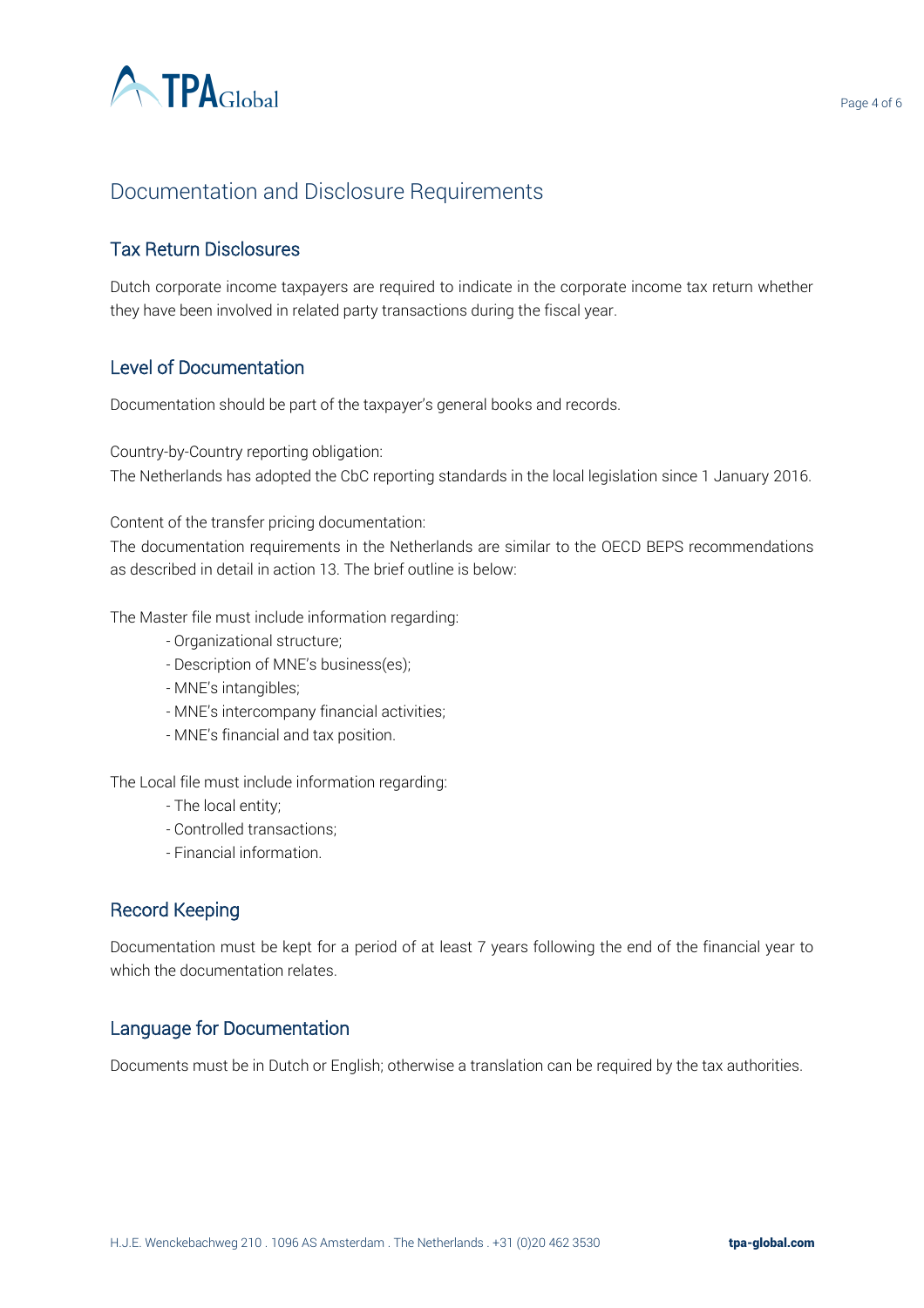## Documentation and Disclosure Requirements

### Tax Return Disclosures

Dutch corporate income taxpayers are required to indicate in the corporate income tax return whether they have been involved in related party transactions during the fiscal year.

### Level of Documentation

Documentation should be part of the taxpayer's general books and records.

Country-by-Country reporting obligation:
The Netherlands has adopted the CbC reporting standards in the local legislation since 1 January 2016.

Content of the transfer pricing documentation:
The documentation requirements in the Netherlands are similar to the OECD BEPS recommendations as described in detail in action 13. The brief outline is below:

The Master file must include information regarding:

- Organizational structure;
- Description of MNE's business(es);
- MNE's intangibles;
- MNE's intercompany financial activities;
- MNE's financial and tax position.

The Local file must include information regarding:

- The local entity;
- Controlled transactions;
- Financial information.

### Record Keeping

Documentation must be kept for a period of at least 7 years following the end of the financial year to which the documentation relates.

### Language for Documentation

Documents must be in Dutch or English; otherwise a translation can be required by the tax authorities.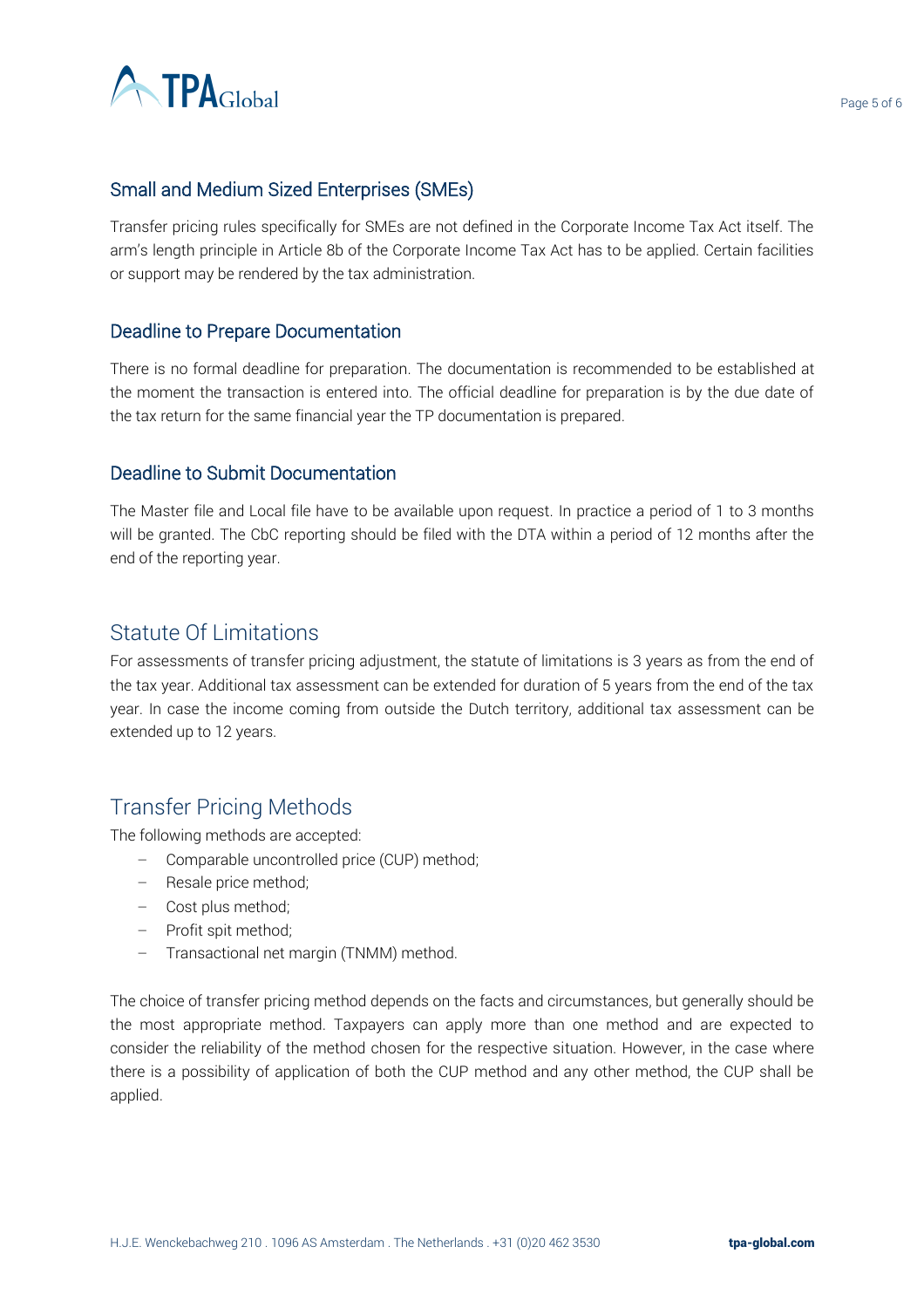## Small and Medium Sized Enterprises (SMEs)

Transfer pricing rules specifically for SMEs are not defined in the Corporate Income Tax Act itself. The arm's length principle in Article 8b of the Corporate Income Tax Act has to be applied. Certain facilities or support may be rendered by the tax administration.

## Deadline to Prepare Documentation

There is no formal deadline for preparation. The documentation is recommended to be established at the moment the transaction is entered into. The official deadline for preparation is by the due date of the tax return for the same financial year the TP documentation is prepared.

## Deadline to Submit Documentation

The Master file and Local file have to be available upon request. In practice a period of 1 to 3 months will be granted. The CbC reporting should be filed with the DTA within a period of 12 months after the end of the reporting year.

# Statute Of Limitations

For assessments of transfer pricing adjustment, the statute of limitations is 3 years as from the end of the tax year. Additional tax assessment can be extended for duration of 5 years from the end of the tax year. In case the income coming from outside the Dutch territory, additional tax assessment can be extended up to 12 years.

# Transfer Pricing Methods

The following methods are accepted:

- Comparable uncontrolled price (CUP) method;
- Resale price method;
- Cost plus method;
- Profit spit method;
- Transactional net margin (TNMM) method.

The choice of transfer pricing method depends on the facts and circumstances, but generally should be the most appropriate method. Taxpayers can apply more than one method and are expected to consider the reliability of the method chosen for the respective situation. However, in the case where there is a possibility of application of both the CUP method and any other method, the CUP shall be applied.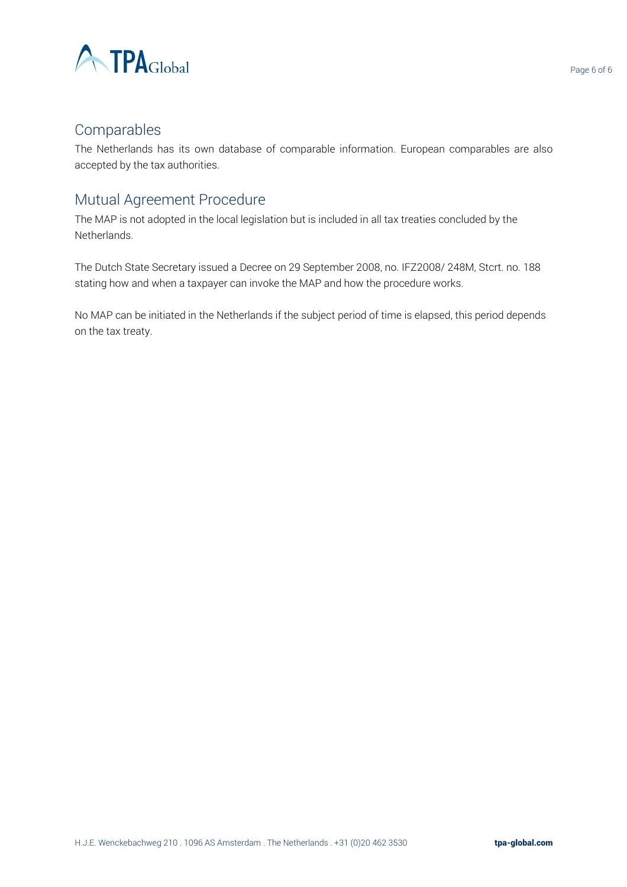## Comparables

The Netherlands has its own database of comparable information. European comparables are also accepted by the tax authorities.

## Mutual Agreement Procedure

The MAP is not adopted in the local legislation but is included in all tax treaties concluded by the Netherlands.

The Dutch State Secretary issued a Decree on 29 September 2008, no. IFZ2008/ 248M, Stcrt. no. 188 stating how and when a taxpayer can invoke the MAP and how the procedure works.

No MAP can be initiated in the Netherlands if the subject period of time is elapsed, this period depends on the tax treaty.